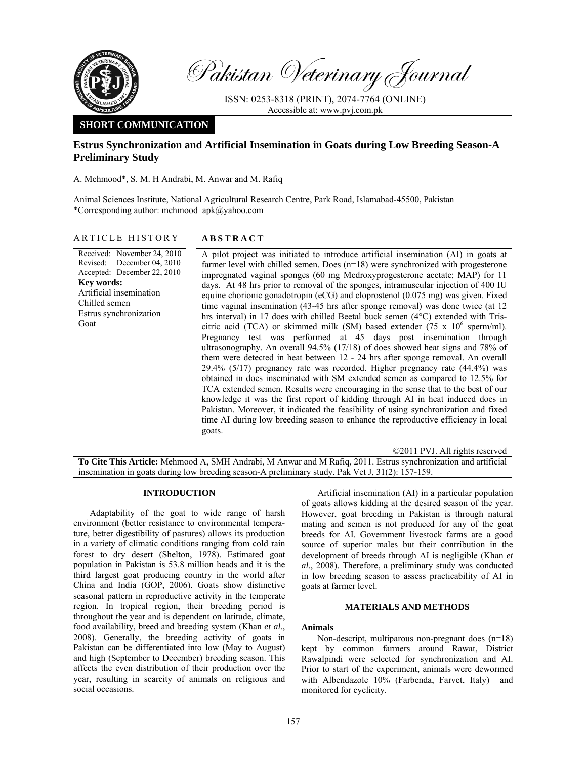# Pakistan Veterinary Journal

ISSN: 0253-8318 (PRINT), 2074-7764 (ONLINE)
Accessible at: www.pvj.com.pk

**SHORT COMMUNICATION**

## Estrus Synchronization and Artificial Insemination in Goats during Low Breeding Season-A Preliminary Study

A. Mehmood*, S. M. H Andrabi, M. Anwar and M. Rafiq

Animal Sciences Institute, National Agricultural Research Centre, Park Road, Islamabad-45500, Pakistan
*Corresponding author: mehmood_apk@yahoo.com

**ARTICLE HISTORY**

Received: November 24, 2010
Revised: December 04, 2010
Accepted: December 22, 2010

**Key words:**
Artificial insemination
Chilled semen
Estrus synchronization
Goat

**ABSTRACT**

A pilot project was initiated to introduce artificial insemination (AI) in goats at farmer level with chilled semen. Does (n=18) were synchronized with progesterone impregnated vaginal sponges (60 mg Medroxyprogesterone acetate; MAP) for 11 days. At 48 hrs prior to removal of the sponges, intramuscular injection of 400 IU equine chorionic gonadotropin (eCG) and cloprostenol (0.075 mg) was given. Fixed time vaginal insemination (43-45 hrs after sponge removal) was done twice (at 12 hrs interval) in 17 does with chilled Beetal buck semen (4°C) extended with Tris-citric acid (TCA) or skimmed milk (SM) based extender ($75 \times 10^6$ sperm/ml). Pregnancy test was performed at 45 days post insemination through ultrasonography. An overall 94.5% (17/18) of does showed heat signs and 78% of them were detected in heat between 12 - 24 hrs after sponge removal. An overall 29.4% (5/17) pregnancy rate was recorded. Higher pregnancy rate (44.4%) was obtained in does inseminated with SM extended semen as compared to 12.5% for TCA extended semen. Results were encouraging in the sense that to the best of our knowledge it was the first report of kidding through AI in heat induced does in Pakistan. Moreover, it indicated the feasibility of using synchronization and fixed time AI during low breeding season to enhance the reproductive efficiency in local goats.

©2011 PVJ. All rights reserved

**To Cite This Article:** Mehmood A, SMH Andrabi, M Anwar and M Rafiq, 2011. Estrus synchronization and artificial insemination in goats during low breeding season-A preliminary study. Pak Vet J, 31(2): 157-159.

## INTRODUCTION

Adaptability of the goat to wide range of harsh environment (better resistance to environmental temperature, better digestibility of pastures) allows its production in a variety of climatic conditions ranging from cold rain forest to dry desert (Shelton, 1978). Estimated goat population in Pakistan is 53.8 million heads and it is the third largest goat producing country in the world after China and India (GOP, 2006). Goats show distinctive seasonal pattern in reproductive activity in the temperate region. In tropical region, their breeding period is throughout the year and is dependent on latitude, climate, food availability, breed and breeding system (Khan *et al*., 2008). Generally, the breeding activity of goats in Pakistan can be differentiated into low (May to August) and high (September to December) breeding season. This affects the even distribution of their production over the year, resulting in scarcity of animals on religious and social occasions.

Artificial insemination (AI) in a particular population of goats allows kidding at the desired season of the year. However, goat breeding in Pakistan is through natural mating and semen is not produced for any of the goat breeds for AI. Government livestock farms are a good source of superior males but their contribution in the development of breeds through AI is negligible (Khan *et al*., 2008). Therefore, a preliminary study was conducted in low breeding season to assess practicability of AI in goats at farmer level.

## MATERIALS AND METHODS

### Animals

Non-descript, multiparous non-pregnant does (n=18) kept by common farmers around Rawat, District Rawalpindi were selected for synchronization and AI. Prior to start of the experiment, animals were dewormed with Albendazole 10% (Farbenda, Farvet, Italy) and monitored for cyclicity.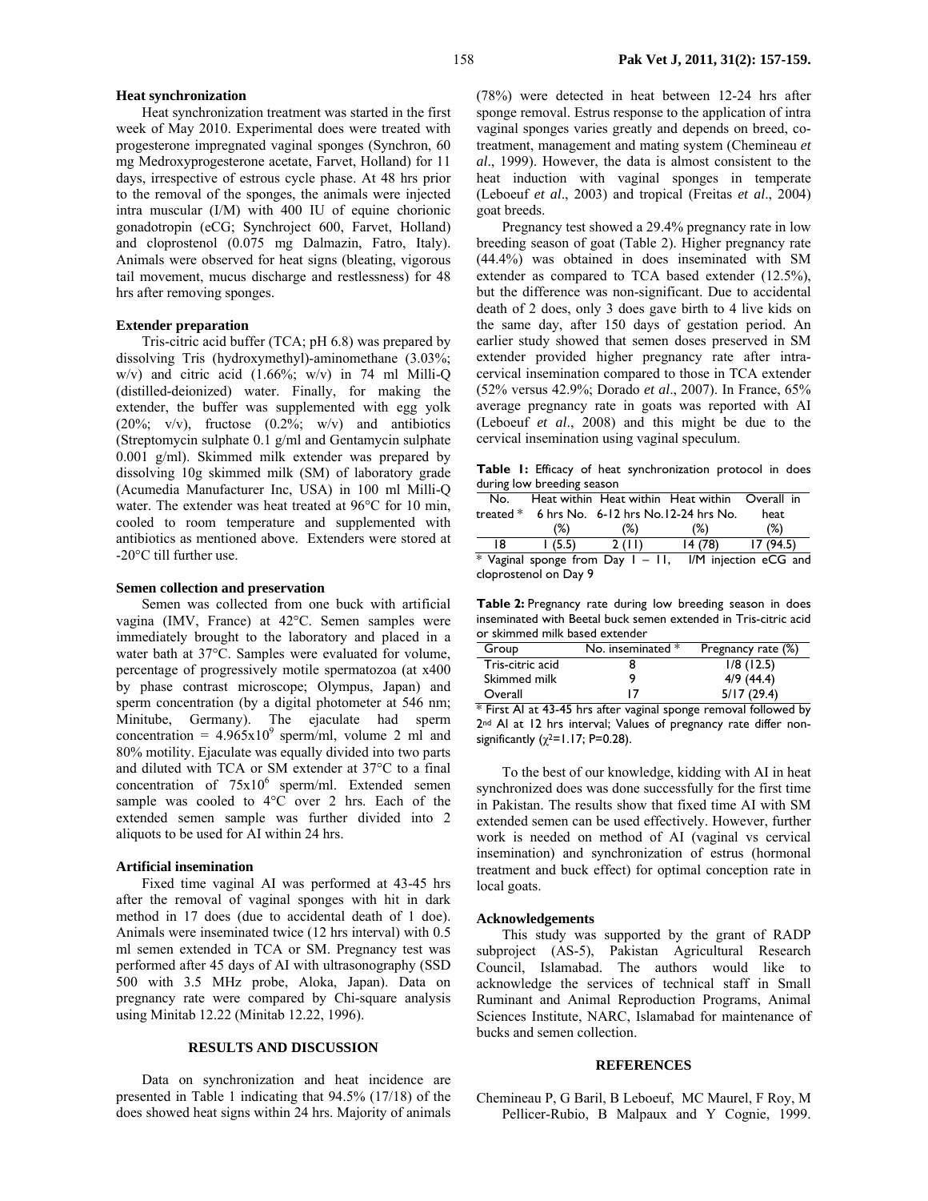### Heat synchronization

Heat synchronization treatment was started in the first week of May 2010. Experimental does were treated with progesterone impregnated vaginal sponges (Synchron, 60 mg Medroxyprogesterone acetate, Farvet, Holland) for 11 days, irrespective of estrous cycle phase. At 48 hrs prior to the removal of the sponges, the animals were injected intra muscular (I/M) with 400 IU of equine chorionic gonadotropin (eCG; Synchroject 600, Farvet, Holland) and cloprostenol (0.075 mg Dalmazin, Fatro, Italy). Animals were observed for heat signs (bleating, vigorous tail movement, mucus discharge and restlessness) for 48 hrs after removing sponges.

### Extender preparation

Tris-citric acid buffer (TCA; pH 6.8) was prepared by dissolving Tris (hydroxymethyl)-aminomethane (3.03%; w/v) and citric acid (1.66%; w/v) in 74 ml Milli-Q (distilled-deionized) water. Finally, for making the extender, the buffer was supplemented with egg yolk (20%; v/v), fructose (0.2%; w/v) and antibiotics (Streptomycin sulphate 0.1 g/ml and Gentamycin sulphate 0.001 g/ml). Skimmed milk extender was prepared by dissolving 10g skimmed milk (SM) of laboratory grade (Acumedia Manufacturer Inc, USA) in 100 ml Milli-Q water. The extender was heat treated at 96°C for 10 min, cooled to room temperature and supplemented with antibiotics as mentioned above. Extenders were stored at -20°C till further use.

### Semen collection and preservation

Semen was collected from one buck with artificial vagina (IMV, France) at 42°C. Semen samples were immediately brought to the laboratory and placed in a water bath at 37°C. Samples were evaluated for volume, percentage of progressively motile spermatozoa (at x400 by phase contrast microscope; Olympus, Japan) and sperm concentration (by a digital photometer at 546 nm; Minitube, Germany). The ejaculate had sperm concentration = $4.965 \times 10^9$ sperm/ml, volume 2 ml and 80% motility. Ejaculate was equally divided into two parts and diluted with TCA or SM extender at 37°C to a final concentration of $75 \times 10^6$ sperm/ml. Extended semen sample was cooled to 4°C over 2 hrs. Each of the extended semen sample was further divided into 2 aliquots to be used for AI within 24 hrs.

### Artificial insemination

Fixed time vaginal AI was performed at 43-45 hrs after the removal of vaginal sponges with hit in dark method in 17 does (due to accidental death of 1 doe). Animals were inseminated twice (12 hrs interval) with 0.5 ml semen extended in TCA or SM. Pregnancy test was performed after 45 days of AI with ultrasonography (SSD 500 with 3.5 MHz probe, Aloka, Japan). Data on pregnancy rate were compared by Chi-square analysis using Minitab 12.22 (Minitab 12.22, 1996).

## RESULTS AND DISCUSSION

Data on synchronization and heat incidence are presented in Table 1 indicating that 94.5% (17/18) of the does showed heat signs within 24 hrs. Majority of animals (78%) were detected in heat between 12-24 hrs after sponge removal. Estrus response to the application of intra vaginal sponges varies greatly and depends on breed, co-treatment, management and mating system (Chemineau *et al*., 1999). However, the data is almost consistent to the heat induction with vaginal sponges in temperate (Leboeuf *et al*., 2003) and tropical (Freitas *et al*., 2004) goat breeds.

Pregnancy test showed a 29.4% pregnancy rate in low breeding season of goat (Table 2). Higher pregnancy rate (44.4%) was obtained in does inseminated with SM extender as compared to TCA based extender (12.5%), but the difference was non-significant. Due to accidental death of 2 does, only 3 does gave birth to 4 live kids on the same day, after 150 days of gestation period. An earlier study showed that semen doses preserved in SM extender provided higher pregnancy rate after intra-cervical insemination compared to those in TCA extender (52% versus 42.9%; Dorado *et al*., 2007). In France, 65% average pregnancy rate in goats was reported with AI (Leboeuf *et al*., 2008) and this might be due to the cervical insemination using vaginal speculum.

**Table 1:** Efficacy of heat synchronization protocol in does during low breeding season

| No. treated * | Heat within 6 hrs No. (%) | Heat within 6-12 hrs No. (%) | Heat within 12-24 hrs No. (%) | Overall in heat (%) |
|---|---|---|---|---|
| 18 | 1 (5.5) | 2 (11) | 14 (78) | 17 (94.5) |

\* Vaginal sponge from Day 1 – 11, I/M injection eCG and cloprostenol on Day 9

**Table 2:** Pregnancy rate during low breeding season in does inseminated with Beetal buck semen extended in Tris-citric acid or skimmed milk based extender

| Group | No. inseminated * | Pregnancy rate (%) |
|---|---|---|
| Tris-citric acid | 8 | 1/8 (12.5) |
| Skimmed milk | 9 | 4/9 (44.4) |
| Overall | 17 | 5/17 (29.4) |

\* First AI at 43-45 hrs after vaginal sponge removal followed by 2nd AI at 12 hrs interval; Values of pregnancy rate differ non-significantly ($\chi^2$=1.17; P=0.28).

To the best of our knowledge, kidding with AI in heat synchronized does was done successfully for the first time in Pakistan. The results show that fixed time AI with SM extended semen can be used effectively. However, further work is needed on method of AI (vaginal vs cervical insemination) and synchronization of estrus (hormonal treatment and buck effect) for optimal conception rate in local goats.

### Acknowledgements

This study was supported by the grant of RADP subproject (AS-5), Pakistan Agricultural Research Council, Islamabad. The authors would like to acknowledge the services of technical staff in Small Ruminant and Animal Reproduction Programs, Animal Sciences Institute, NARC, Islamabad for maintenance of bucks and semen collection.

## REFERENCES

Chemineau P, G Baril, B Leboeuf, MC Maurel, F Roy, M Pellicer-Rubio, B Malpaux and Y Cognie, 1999.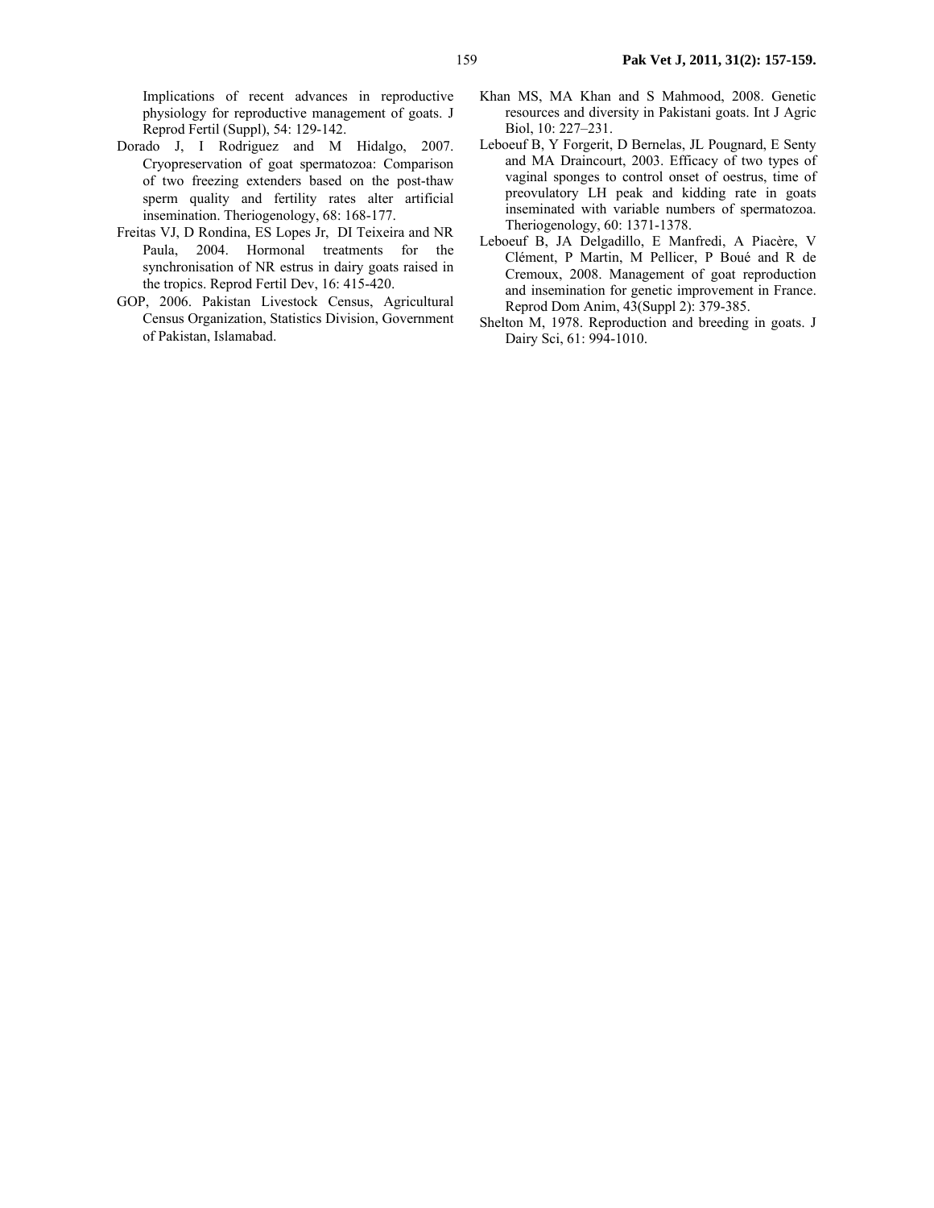Implications of recent advances in reproductive physiology for reproductive management of goats. J Reprod Fertil (Suppl), 54: 129-142.

Dorado J, I Rodriguez and M Hidalgo, 2007. Cryopreservation of goat spermatozoa: Comparison of two freezing extenders based on the post-thaw sperm quality and fertility rates alter artificial insemination. Theriogenology, 68: 168-177.

Freitas VJ, D Rondina, ES Lopes Jr, DI Teixeira and NR Paula, 2004. Hormonal treatments for the synchronisation of NR estrus in dairy goats raised in the tropics. Reprod Fertil Dev, 16: 415-420.

GOP, 2006. Pakistan Livestock Census, Agricultural Census Organization, Statistics Division, Government of Pakistan, Islamabad.

Khan MS, MA Khan and S Mahmood, 2008. Genetic resources and diversity in Pakistani goats. Int J Agric Biol, 10: 227–231.

Leboeuf B, Y Forgerit, D Bernelas, JL Pougnard, E Senty and MA Draincourt, 2003. Efficacy of two types of vaginal sponges to control onset of oestrus, time of preovulatory LH peak and kidding rate in goats inseminated with variable numbers of spermatozoa. Theriogenology, 60: 1371-1378.

Leboeuf B, JA Delgadillo, E Manfredi, A Piacère, V Clément, P Martin, M Pellicer, P Boué and R de Cremoux, 2008. Management of goat reproduction and insemination for genetic improvement in France. Reprod Dom Anim, 43(Suppl 2): 379-385.

Shelton M, 1978. Reproduction and breeding in goats. J Dairy Sci, 61: 994-1010.